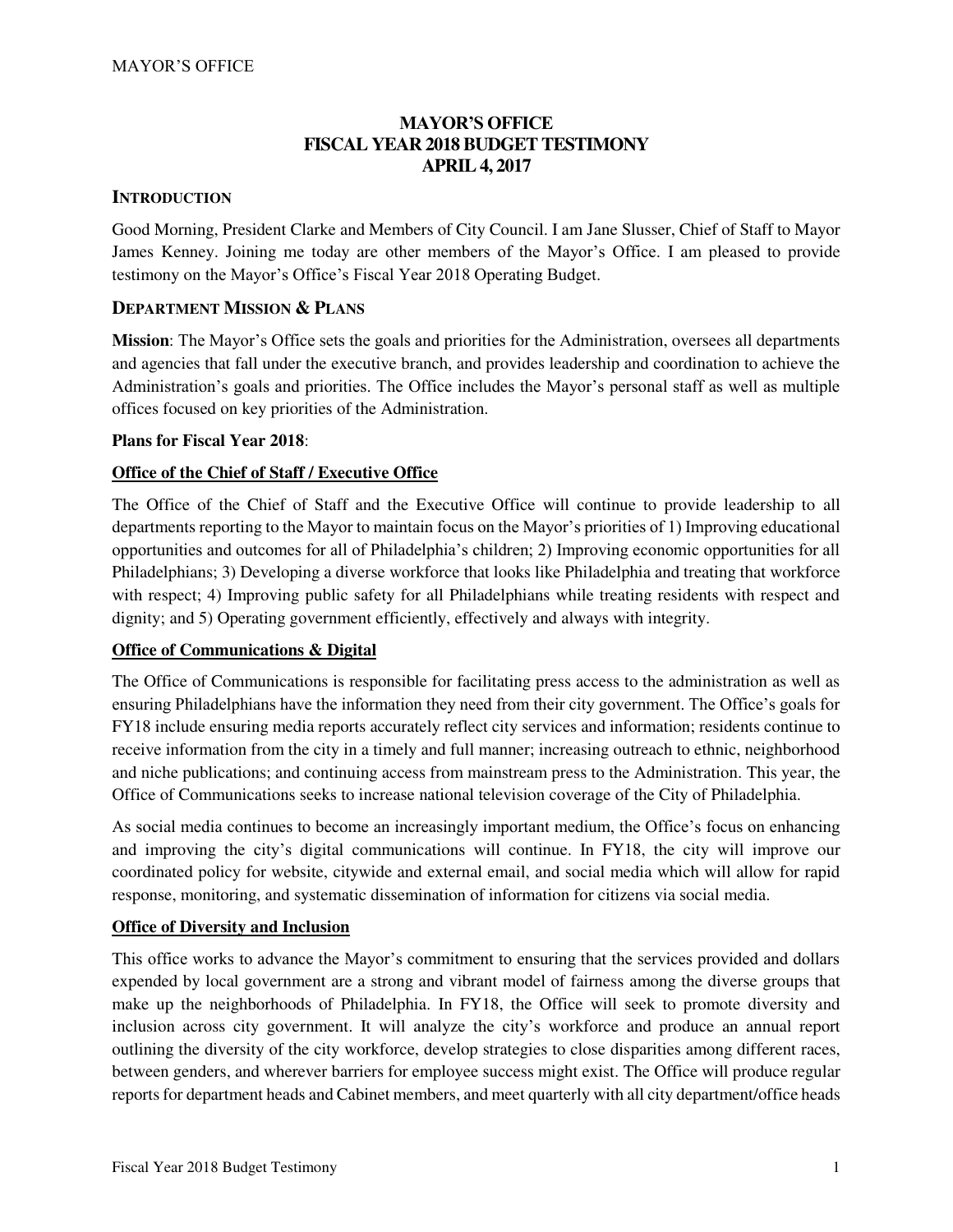# MAYOR'S OFFICE
# FISCAL YEAR 2018 BUDGET TESTIMONY
# APRIL 4, 2017

## INTRODUCTION

Good Morning, President Clarke and Members of City Council. I am Jane Slusser, Chief of Staff to Mayor James Kenney. Joining me today are other members of the Mayor's Office. I am pleased to provide testimony on the Mayor's Office's Fiscal Year 2018 Operating Budget.

## DEPARTMENT MISSION & PLANS

**Mission**: The Mayor's Office sets the goals and priorities for the Administration, oversees all departments and agencies that fall under the executive branch, and provides leadership and coordination to achieve the Administration's goals and priorities. The Office includes the Mayor's personal staff as well as multiple offices focused on key priorities of the Administration.

**Plans for Fiscal Year 2018**:

### Office of the Chief of Staff / Executive Office

The Office of the Chief of Staff and the Executive Office will continue to provide leadership to all departments reporting to the Mayor to maintain focus on the Mayor's priorities of 1) Improving educational opportunities and outcomes for all of Philadelphia's children; 2) Improving economic opportunities for all Philadelphians; 3) Developing a diverse workforce that looks like Philadelphia and treating that workforce with respect; 4) Improving public safety for all Philadelphians while treating residents with respect and dignity; and 5) Operating government efficiently, effectively and always with integrity.

### Office of Communications & Digital

The Office of Communications is responsible for facilitating press access to the administration as well as ensuring Philadelphians have the information they need from their city government. The Office's goals for FY18 include ensuring media reports accurately reflect city services and information; residents continue to receive information from the city in a timely and full manner; increasing outreach to ethnic, neighborhood and niche publications; and continuing access from mainstream press to the Administration. This year, the Office of Communications seeks to increase national television coverage of the City of Philadelphia.

As social media continues to become an increasingly important medium, the Office's focus on enhancing and improving the city's digital communications will continue. In FY18, the city will improve our coordinated policy for website, citywide and external email, and social media which will allow for rapid response, monitoring, and systematic dissemination of information for citizens via social media.

### Office of Diversity and Inclusion

This office works to advance the Mayor's commitment to ensuring that the services provided and dollars expended by local government are a strong and vibrant model of fairness among the diverse groups that make up the neighborhoods of Philadelphia. In FY18, the Office will seek to promote diversity and inclusion across city government. It will analyze the city's workforce and produce an annual report outlining the diversity of the city workforce, develop strategies to close disparities among different races, between genders, and wherever barriers for employee success might exist. The Office will produce regular reports for department heads and Cabinet members, and meet quarterly with all city department/office heads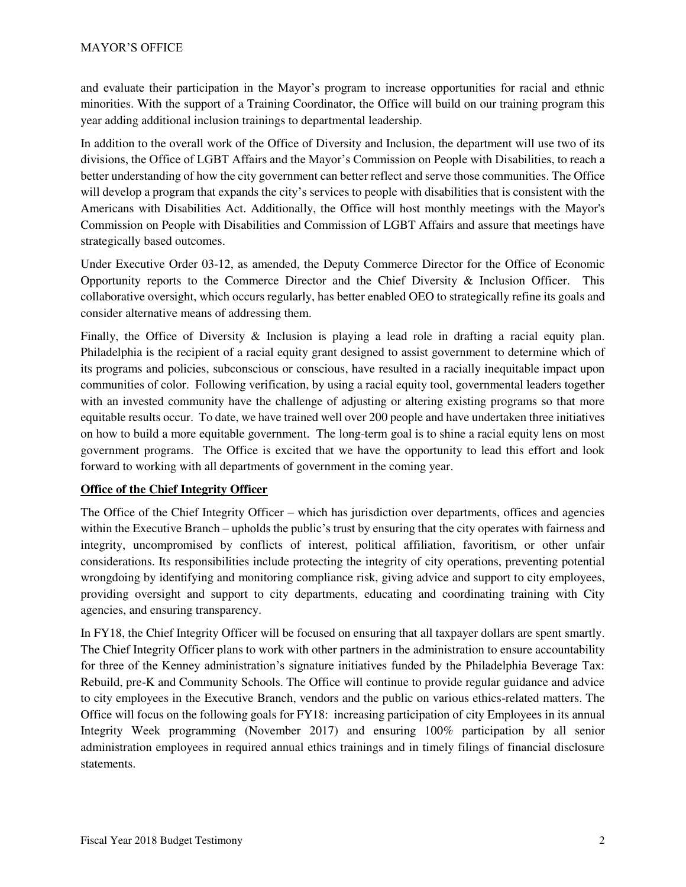and evaluate their participation in the Mayor's program to increase opportunities for racial and ethnic minorities. With the support of a Training Coordinator, the Office will build on our training program this year adding additional inclusion trainings to departmental leadership.

In addition to the overall work of the Office of Diversity and Inclusion, the department will use two of its divisions, the Office of LGBT Affairs and the Mayor's Commission on People with Disabilities, to reach a better understanding of how the city government can better reflect and serve those communities. The Office will develop a program that expands the city's services to people with disabilities that is consistent with the Americans with Disabilities Act. Additionally, the Office will host monthly meetings with the Mayor's Commission on People with Disabilities and Commission of LGBT Affairs and assure that meetings have strategically based outcomes.

Under Executive Order 03-12, as amended, the Deputy Commerce Director for the Office of Economic Opportunity reports to the Commerce Director and the Chief Diversity & Inclusion Officer. This collaborative oversight, which occurs regularly, has better enabled OEO to strategically refine its goals and consider alternative means of addressing them.

Finally, the Office of Diversity & Inclusion is playing a lead role in drafting a racial equity plan. Philadelphia is the recipient of a racial equity grant designed to assist government to determine which of its programs and policies, subconscious or conscious, have resulted in a racially inequitable impact upon communities of color. Following verification, by using a racial equity tool, governmental leaders together with an invested community have the challenge of adjusting or altering existing programs so that more equitable results occur. To date, we have trained well over 200 people and have undertaken three initiatives on how to build a more equitable government. The long-term goal is to shine a racial equity lens on most government programs. The Office is excited that we have the opportunity to lead this effort and look forward to working with all departments of government in the coming year.

**Office of the Chief Integrity Officer**

The Office of the Chief Integrity Officer – which has jurisdiction over departments, offices and agencies within the Executive Branch – upholds the public's trust by ensuring that the city operates with fairness and integrity, uncompromised by conflicts of interest, political affiliation, favoritism, or other unfair considerations. Its responsibilities include protecting the integrity of city operations, preventing potential wrongdoing by identifying and monitoring compliance risk, giving advice and support to city employees, providing oversight and support to city departments, educating and coordinating training with City agencies, and ensuring transparency.

In FY18, the Chief Integrity Officer will be focused on ensuring that all taxpayer dollars are spent smartly. The Chief Integrity Officer plans to work with other partners in the administration to ensure accountability for three of the Kenney administration's signature initiatives funded by the Philadelphia Beverage Tax: Rebuild, pre-K and Community Schools. The Office will continue to provide regular guidance and advice to city employees in the Executive Branch, vendors and the public on various ethics-related matters. The Office will focus on the following goals for FY18: increasing participation of city Employees in its annual Integrity Week programming (November 2017) and ensuring 100% participation by all senior administration employees in required annual ethics trainings and in timely filings of financial disclosure statements.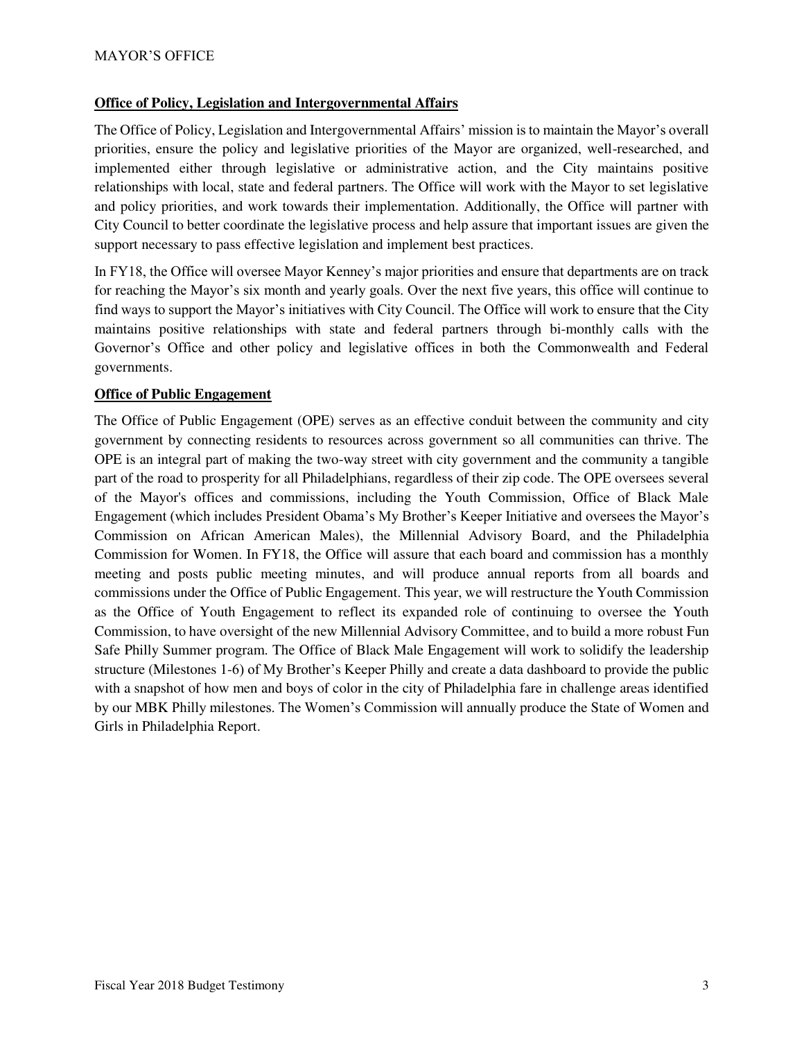### Office of Policy, Legislation and Intergovernmental Affairs

The Office of Policy, Legislation and Intergovernmental Affairs' mission is to maintain the Mayor's overall priorities, ensure the policy and legislative priorities of the Mayor are organized, well-researched, and implemented either through legislative or administrative action, and the City maintains positive relationships with local, state and federal partners. The Office will work with the Mayor to set legislative and policy priorities, and work towards their implementation. Additionally, the Office will partner with City Council to better coordinate the legislative process and help assure that important issues are given the support necessary to pass effective legislation and implement best practices.

In FY18, the Office will oversee Mayor Kenney's major priorities and ensure that departments are on track for reaching the Mayor's six month and yearly goals. Over the next five years, this office will continue to find ways to support the Mayor's initiatives with City Council. The Office will work to ensure that the City maintains positive relationships with state and federal partners through bi-monthly calls with the Governor's Office and other policy and legislative offices in both the Commonwealth and Federal governments.

### Office of Public Engagement

The Office of Public Engagement (OPE) serves as an effective conduit between the community and city government by connecting residents to resources across government so all communities can thrive. The OPE is an integral part of making the two-way street with city government and the community a tangible part of the road to prosperity for all Philadelphians, regardless of their zip code. The OPE oversees several of the Mayor's offices and commissions, including the Youth Commission, Office of Black Male Engagement (which includes President Obama's My Brother's Keeper Initiative and oversees the Mayor's Commission on African American Males), the Millennial Advisory Board, and the Philadelphia Commission for Women. In FY18, the Office will assure that each board and commission has a monthly meeting and posts public meeting minutes, and will produce annual reports from all boards and commissions under the Office of Public Engagement. This year, we will restructure the Youth Commission as the Office of Youth Engagement to reflect its expanded role of continuing to oversee the Youth Commission, to have oversight of the new Millennial Advisory Committee, and to build a more robust Fun Safe Philly Summer program. The Office of Black Male Engagement will work to solidify the leadership structure (Milestones 1-6) of My Brother's Keeper Philly and create a data dashboard to provide the public with a snapshot of how men and boys of color in the city of Philadelphia fare in challenge areas identified by our MBK Philly milestones. The Women's Commission will annually produce the State of Women and Girls in Philadelphia Report.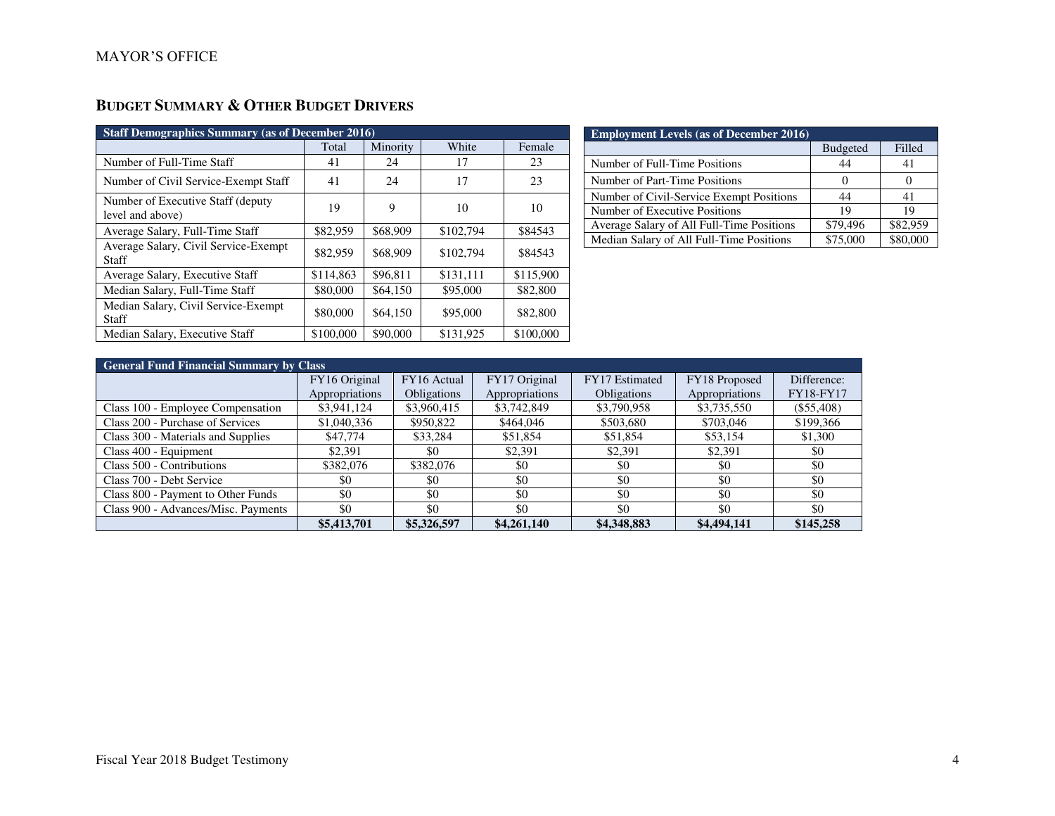## Budget Summary & Other Budget Drivers

| Staff Demographics Summary (as of December 2016) | | | | |
|---|---|---|---|---|
| | Total | Minority | White | Female |
| Number of Full-Time Staff | 41 | 24 | 17 | 23 |
| Number of Civil Service-Exempt Staff | 41 | 24 | 17 | 23 |
| Number of Executive Staff (deputy level and above) | 19 | 9 | 10 | 10 |
| Average Salary, Full-Time Staff | $82,959 | $68,909 | $102,794 | $84543 |
| Average Salary, Civil Service-Exempt Staff | $82,959 | $68,909 | $102,794 | $84543 |
| Average Salary, Executive Staff | $114,863 | $96,811 | $131,111 | $115,900 |
| Median Salary, Full-Time Staff | $80,000 | $64,150 | $95,000 | $82,800 |
| Median Salary, Civil Service-Exempt Staff | $80,000 | $64,150 | $95,000 | $82,800 |
| Median Salary, Executive Staff | $100,000 | $90,000 | $131,925 | $100,000 |

| Employment Levels (as of December 2016) | | |
|---|---|---|
| | Budgeted | Filled |
| Number of Full-Time Positions | 44 | 41 |
| Number of Part-Time Positions | 0 | 0 |
| Number of Civil-Service Exempt Positions | 44 | 41 |
| Number of Executive Positions | 19 | 19 |
| Average Salary of All Full-Time Positions | $79,496 | $82,959 |
| Median Salary of All Full-Time Positions | $75,000 | $80,000 |

| General Fund Financial Summary by Class | | | | | | |
|---|---|---|---|---|---|---|
| | FY16 Original Appropriations | FY16 Actual Obligations | FY17 Original Appropriations | FY17 Estimated Obligations | FY18 Proposed Appropriations | Difference: FY18-FY17 |
| Class 100 - Employee Compensation | $3,941,124 | $3,960,415 | $3,742,849 | $3,790,958 | $3,735,550 | ($55,408) |
| Class 200 - Purchase of Services | $1,040,336 | $950,822 | $464,046 | $503,680 | $703,046 | $199,366 |
| Class 300 - Materials and Supplies | $47,774 | $33,284 | $51,854 | $51,854 | $53,154 | $1,300 |
| Class 400 - Equipment | $2,391 | $0 | $2,391 | $2,391 | $2,391 | $0 |
| Class 500 - Contributions | $382,076 | $382,076 | $0 | $0 | $0 | $0 |
| Class 700 - Debt Service | $0 | $0 | $0 | $0 | $0 | $0 |
| Class 800 - Payment to Other Funds | $0 | $0 | $0 | $0 | $0 | $0 |
| Class 900 - Advances/Misc. Payments | $0 | $0 | $0 | $0 | $0 | $0 |
| | **$5,413,701** | **$5,326,597** | **$4,261,140** | **$4,348,883** | **$4,494,141** | **$145,258** |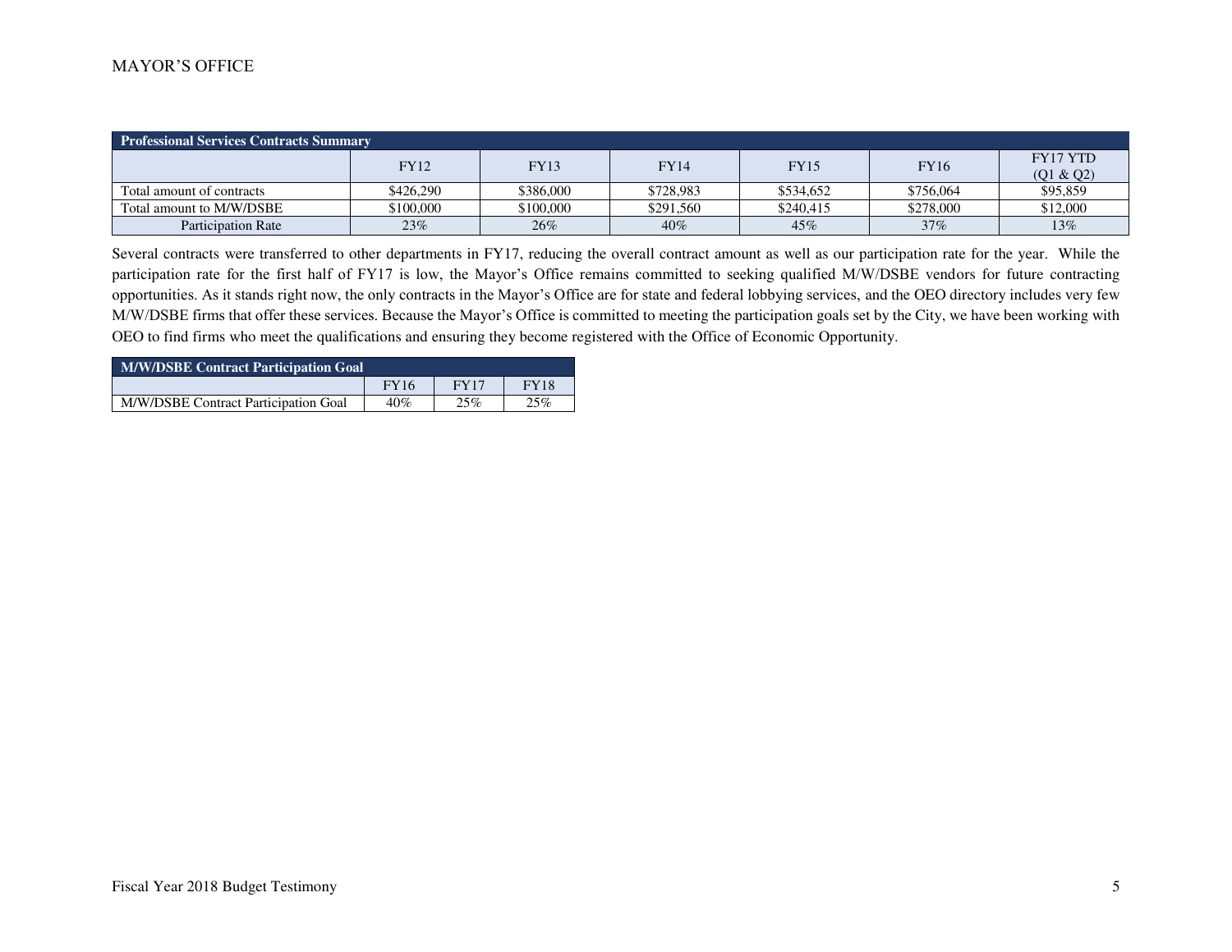| Professional Services Contracts Summary | | | | | | |
|---|---|---|---|---|---|---|
| | FY12 | FY13 | FY14 | FY15 | FY16 | FY17 YTD (Q1 & Q2) |
| Total amount of contracts | $426,290 | $386,000 | $728,983 | $534,652 | $756,064 | $95,859 |
| Total amount to M/W/DSBE | $100,000 | $100,000 | $291,560 | $240,415 | $278,000 | $12,000 |
| Participation Rate | 23% | 26% | 40% | 45% | 37% | 13% |

Several contracts were transferred to other departments in FY17, reducing the overall contract amount as well as our participation rate for the year. While the participation rate for the first half of FY17 is low, the Mayor's Office remains committed to seeking qualified M/W/DSBE vendors for future contracting opportunities. As it stands right now, the only contracts in the Mayor's Office are for state and federal lobbying services, and the OEO directory includes very few M/W/DSBE firms that offer these services. Because the Mayor's Office is committed to meeting the participation goals set by the City, we have been working with OEO to find firms who meet the qualifications and ensuring they become registered with the Office of Economic Opportunity.

| M/W/DSBE Contract Participation Goal | | | |
|---|---|---|---|
| | FY16 | FY17 | FY18 |
| M/W/DSBE Contract Participation Goal | 40% | 25% | 25% |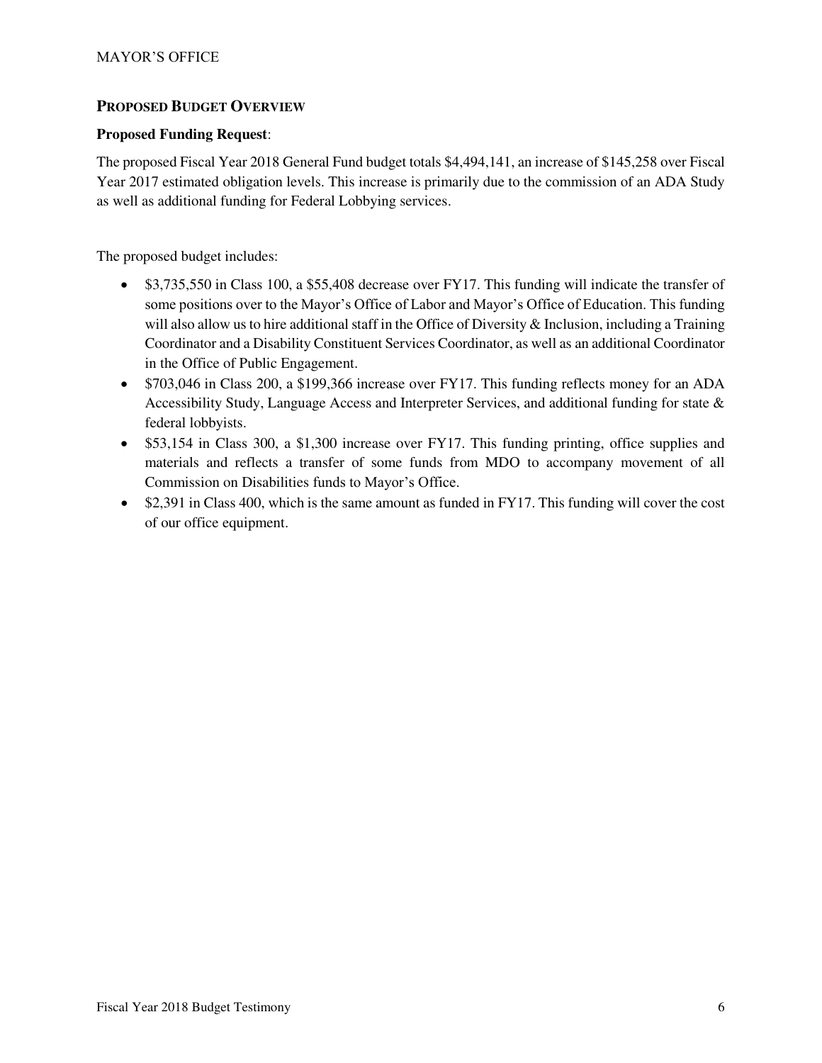## PROPOSED BUDGET OVERVIEW

**Proposed Funding Request**:

The proposed Fiscal Year 2018 General Fund budget totals $4,494,141, an increase of $145,258 over Fiscal Year 2017 estimated obligation levels. This increase is primarily due to the commission of an ADA Study as well as additional funding for Federal Lobbying services.

The proposed budget includes:

- $3,735,550 in Class 100, a $55,408 decrease over FY17. This funding will indicate the transfer of some positions over to the Mayor's Office of Labor and Mayor's Office of Education. This funding will also allow us to hire additional staff in the Office of Diversity & Inclusion, including a Training Coordinator and a Disability Constituent Services Coordinator, as well as an additional Coordinator in the Office of Public Engagement.
- $703,046 in Class 200, a $199,366 increase over FY17. This funding reflects money for an ADA Accessibility Study, Language Access and Interpreter Services, and additional funding for state & federal lobbyists.
- $53,154 in Class 300, a $1,300 increase over FY17. This funding printing, office supplies and materials and reflects a transfer of some funds from MDO to accompany movement of all Commission on Disabilities funds to Mayor's Office.
- $2,391 in Class 400, which is the same amount as funded in FY17. This funding will cover the cost of our office equipment.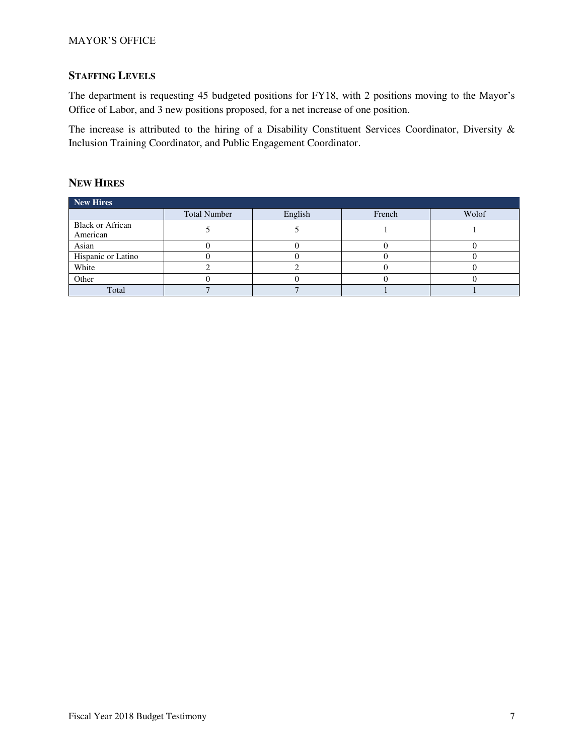## STAFFING LEVELS

The department is requesting 45 budgeted positions for FY18, with 2 positions moving to the Mayor's Office of Labor, and 3 new positions proposed, for a net increase of one position.

The increase is attributed to the hiring of a Disability Constituent Services Coordinator, Diversity & Inclusion Training Coordinator, and Public Engagement Coordinator.

## NEW HIRES

| New Hires | | | | |
|---|---|---|---|---|
| | Total Number | English | French | Wolof |
| Black or African American | 5 | 5 | 1 | 1 |
| Asian | 0 | 0 | 0 | 0 |
| Hispanic or Latino | 0 | 0 | 0 | 0 |
| White | 2 | 2 | 0 | 0 |
| Other | 0 | 0 | 0 | 0 |
| Total | 7 | 7 | 1 | 1 |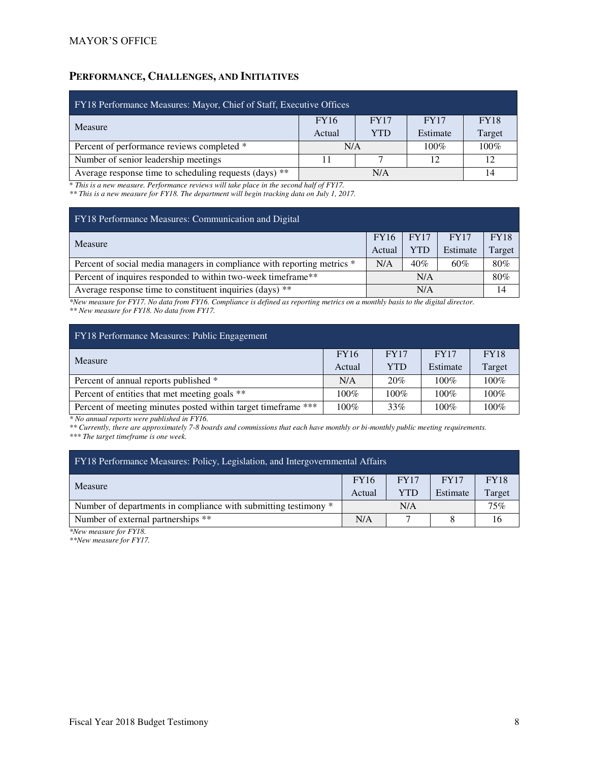## Performance, Challenges, and Initiatives

| FY18 Performance Measures: Mayor, Chief of Staff, Executive Offices | | | | |
|---|---|---|---|---|
| Measure | FY16 Actual | FY17 YTD | FY17 Estimate | FY18 Target |
| Percent of performance reviews completed * | N/A | | 100% | 100% |
| Number of senior leadership meetings | 11 | 7 | 12 | 12 |
| Average response time to scheduling requests (days) ** | N/A | | | 14 |

*\* This is a new measure. Performance reviews will take place in the second half of FY17.*
*\*\* This is a new measure for FY18. The department will begin tracking data on July 1, 2017.*

| FY18 Performance Measures: Communication and Digital | | | | |
|---|---|---|---|---|
| Measure | FY16 Actual | FY17 YTD | FY17 Estimate | FY18 Target |
| Percent of social media managers in compliance with reporting metrics * | N/A | 40% | 60% | 80% |
| Percent of inquires responded to within two-week timeframe** | N/A | | | 80% |
| Average response time to constituent inquiries (days) ** | N/A | | | 14 |

*\*New measure for FY17. No data from FY16. Compliance is defined as reporting metrics on a monthly basis to the digital director.*
*\*\* New measure for FY18. No data from FY17.*

| FY18 Performance Measures: Public Engagement | | | | |
|---|---|---|---|---|
| Measure | FY16 Actual | FY17 YTD | FY17 Estimate | FY18 Target |
| Percent of annual reports published * | N/A | 20% | 100% | 100% |
| Percent of entities that met meeting goals ** | 100% | 100% | 100% | 100% |
| Percent of meeting minutes posted within target timeframe *** | 100% | 33% | 100% | 100% |

*\* No annual reports were published in FY16.*
*\*\* Currently, there are approximately 7-8 boards and commissions that each have monthly or bi-monthly public meeting requirements.*
*\*\*\* The target timeframe is one week.*

| FY18 Performance Measures: Policy, Legislation, and Intergovernmental Affairs | | | | |
|---|---|---|---|---|
| Measure | FY16 Actual | FY17 YTD | FY17 Estimate | FY18 Target |
| Number of departments in compliance with submitting testimony * | N/A | | | 75% |
| Number of external partnerships ** | N/A | 7 | 8 | 16 |

*\*New measure for FY18.*
*\*\*New measure for FY17.*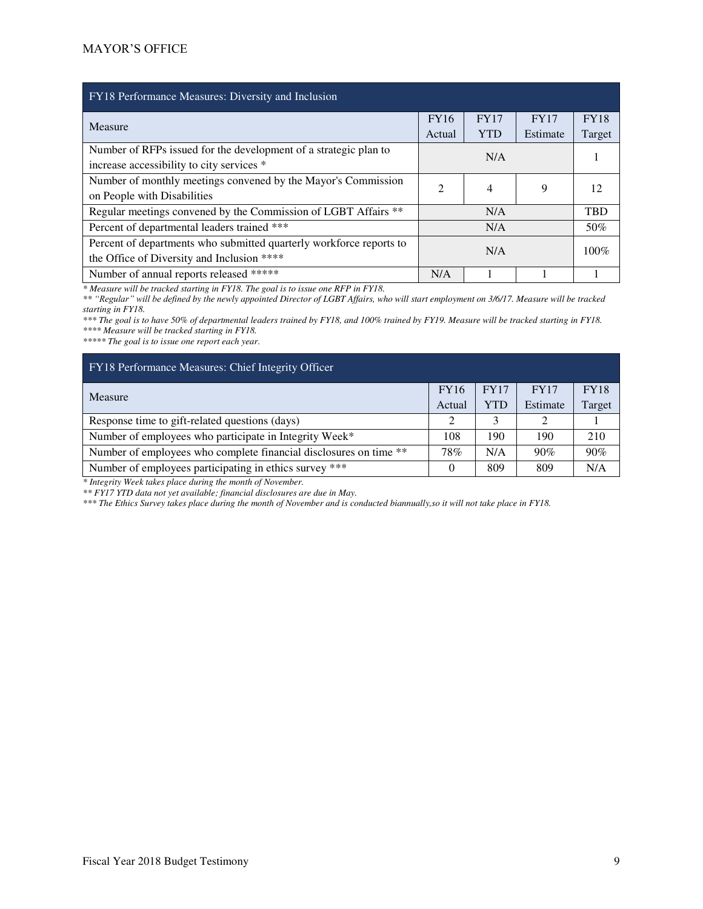| FY18 Performance Measures: Diversity and Inclusion | | | | |
|---|---|---|---|---|
| Measure | FY16 Actual | FY17 YTD | FY17 Estimate | FY18 Target |
| Number of RFPs issued for the development of a strategic plan to increase accessibility to city services * | N/A | | | 1 |
| Number of monthly meetings convened by the Mayor's Commission on People with Disabilities | 2 | 4 | 9 | 12 |
| Regular meetings convened by the Commission of LGBT Affairs ** | N/A | | | TBD |
| Percent of departmental leaders trained *** | N/A | | | 50% |
| Percent of departments who submitted quarterly workforce reports to the Office of Diversity and Inclusion **** | N/A | | | 100% |
| Number of annual reports released ***** | N/A | 1 | 1 | 1 |

*\* Measure will be tracked starting in FY18. The goal is to issue one RFP in FY18.*
*\*\* "Regular" will be defined by the newly appointed Director of LGBT Affairs, who will start employment on 3/6/17. Measure will be tracked starting in FY18.*
*\*\*\* The goal is to have 50% of departmental leaders trained by FY18, and 100% trained by FY19. Measure will be tracked starting in FY18.*
*\*\*\*\* Measure will be tracked starting in FY18.*
*\*\*\*\*\* The goal is to issue one report each year.*

| FY18 Performance Measures: Chief Integrity Officer | | | | |
|---|---|---|---|---|
| Measure | FY16 Actual | FY17 YTD | FY17 Estimate | FY18 Target |
| Response time to gift-related questions (days) | 2 | 3 | 2 | 1 |
| Number of employees who participate in Integrity Week* | 108 | 190 | 190 | 210 |
| Number of employees who complete financial disclosures on time ** | 78% | N/A | 90% | 90% |
| Number of employees participating in ethics survey *** | 0 | 809 | 809 | N/A |

*\* Integrity Week takes place during the month of November.*
*\*\* FY17 YTD data not yet available; financial disclosures are due in May.*
*\*\*\* The Ethics Survey takes place during the month of November and is conducted biannually,so it will not take place in FY18.*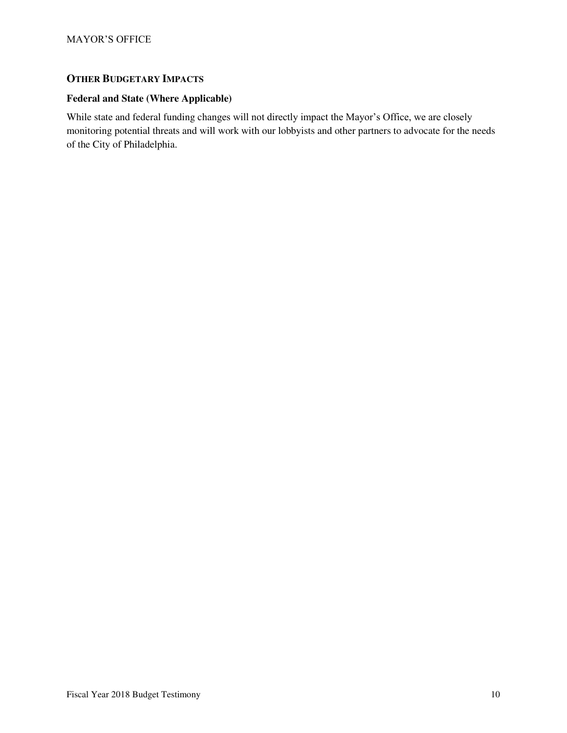## OTHER BUDGETARY IMPACTS

### Federal and State (Where Applicable)

While state and federal funding changes will not directly impact the Mayor's Office, we are closely monitoring potential threats and will work with our lobbyists and other partners to advocate for the needs of the City of Philadelphia.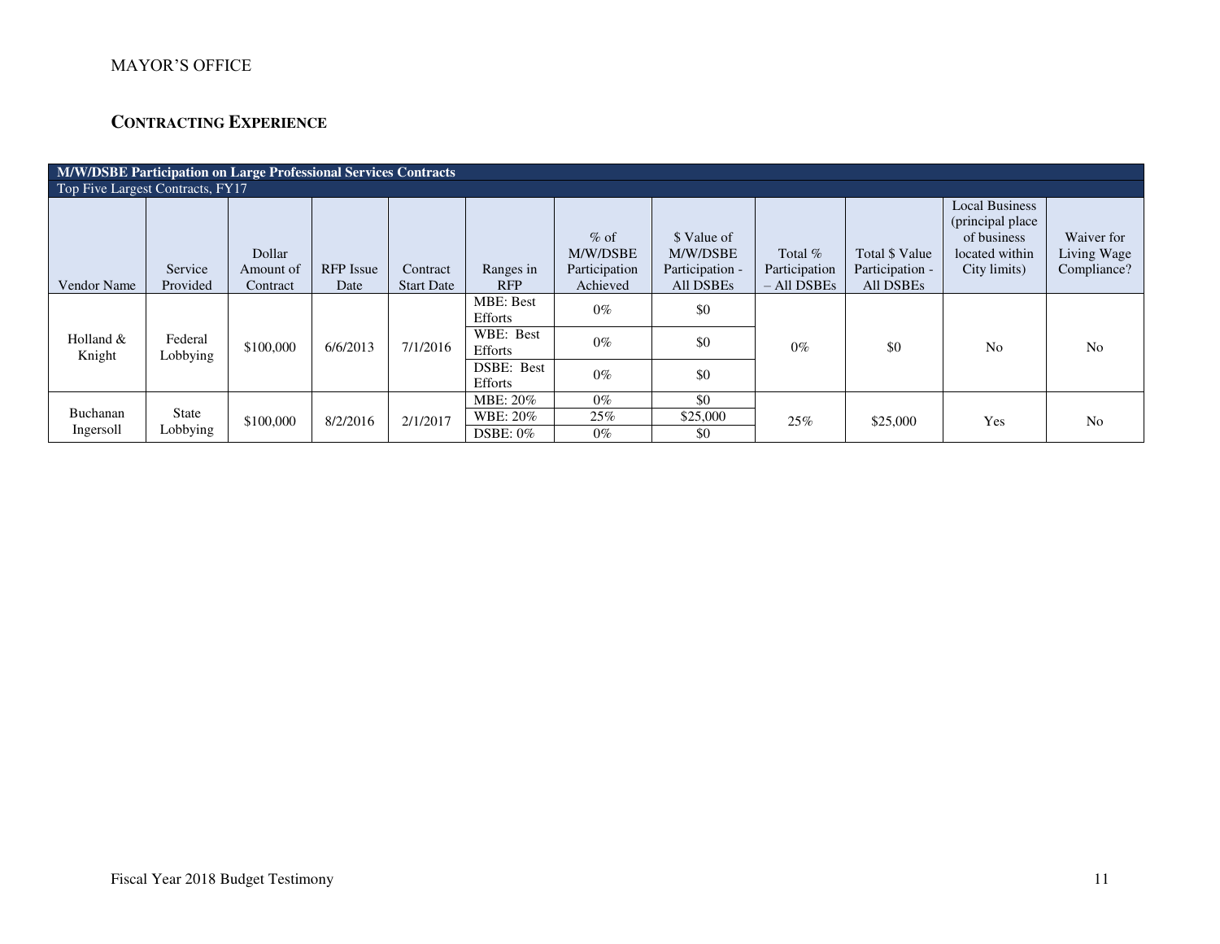MAYOR'S OFFICE

## CONTRACTING EXPERIENCE

| M/W/DSBE Participation on Large Professional Services Contracts | | | | | | | | | | | |
|---|---|---|---|---|---|---|---|---|---|---|---|
| Top Five Largest Contracts, FY17 | | | | | | | | | | | |
| Vendor Name | Service Provided | Dollar Amount of Contract | RFP Issue Date | Contract Start Date | Ranges in RFP | % of M/W/DSBE Participation Achieved | $ Value of M/W/DSBE Participation - All DSBEs | Total % Participation – All DSBEs | Total $ Value Participation - All DSBEs | Local Business (principal place of business located within City limits) | Waiver for Living Wage Compliance? |
| Holland & Knight | Federal Lobbying | $100,000 | 6/6/2013 | 7/1/2016 | MBE: Best Efforts | 0% | $0 | 0% | $0 | No | No |
| | | | | | WBE: Best Efforts | 0% | $0 | | | | |
| | | | | | DSBE: Best Efforts | 0% | $0 | | | | |
| Buchanan Ingersoll | State Lobbying | $100,000 | 8/2/2016 | 2/1/2017 | MBE: 20% | 0% | $0 | 25% | $25,000 | Yes | No |
| | | | | | WBE: 20% | 25% | $25,000 | | | | |
| | | | | | DSBE: 0% | 0% | $0 | | | | |

Fiscal Year 2018 Budget Testimony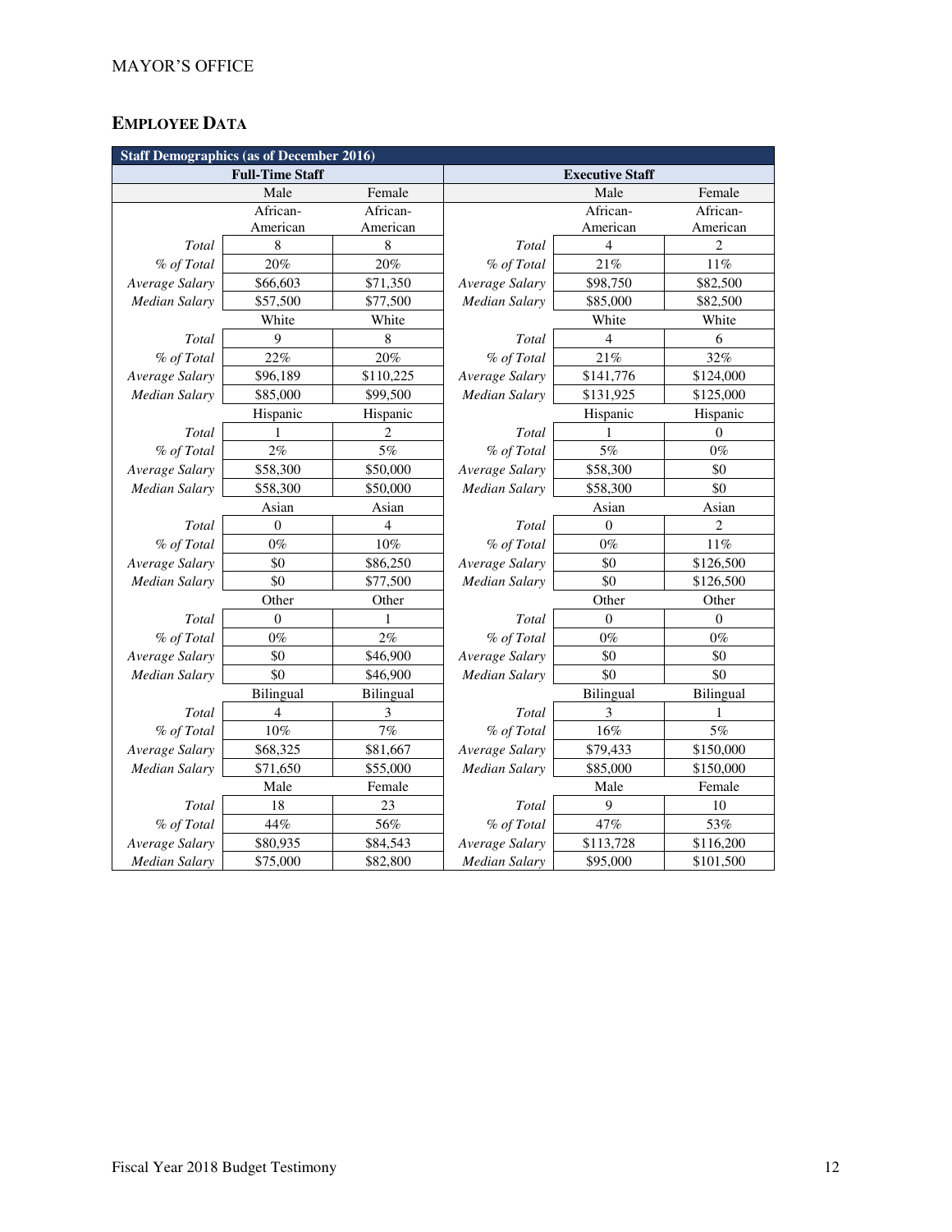## EMPLOYEE DATA

| Staff Demographics (as of December 2016) | | | | | |
|---|---|---|---|---|---|
| Full-Time Staff | | | Executive Staff | | |
| | Male | Female | | Male | Female |
| | African-American | African-American | | African-American | African-American |
| *Total* | 8 | 8 | *Total* | 4 | 2 |
| *% of Total* | 20% | 20% | *% of Total* | 21% | 11% |
| *Average Salary* | $66,603 | $71,350 | *Average Salary* | $98,750 | $82,500 |
| *Median Salary* | $57,500 | $77,500 | *Median Salary* | $85,000 | $82,500 |
| | White | White | | White | White |
| *Total* | 9 | 8 | *Total* | 4 | 6 |
| *% of Total* | 22% | 20% | *% of Total* | 21% | 32% |
| *Average Salary* | $96,189 | $110,225 | *Average Salary* | $141,776 | $124,000 |
| *Median Salary* | $85,000 | $99,500 | *Median Salary* | $131,925 | $125,000 |
| | Hispanic | Hispanic | | Hispanic | Hispanic |
| *Total* | 1 | 2 | *Total* | 1 | 0 |
| *% of Total* | 2% | 5% | *% of Total* | 5% | 0% |
| *Average Salary* | $58,300 | $50,000 | *Average Salary* | $58,300 | $0 |
| *Median Salary* | $58,300 | $50,000 | *Median Salary* | $58,300 | $0 |
| | Asian | Asian | | Asian | Asian |
| *Total* | 0 | 4 | *Total* | 0 | 2 |
| *% of Total* | 0% | 10% | *% of Total* | 0% | 11% |
| *Average Salary* | $0 | $86,250 | *Average Salary* | $0 | $126,500 |
| *Median Salary* | $0 | $77,500 | *Median Salary* | $0 | $126,500 |
| | Other | Other | | Other | Other |
| *Total* | 0 | 1 | *Total* | 0 | 0 |
| *% of Total* | 0% | 2% | *% of Total* | 0% | 0% |
| *Average Salary* | $0 | $46,900 | *Average Salary* | $0 | $0 |
| *Median Salary* | $0 | $46,900 | *Median Salary* | $0 | $0 |
| | Bilingual | Bilingual | | Bilingual | Bilingual |
| *Total* | 4 | 3 | *Total* | 3 | 1 |
| *% of Total* | 10% | 7% | *% of Total* | 16% | 5% |
| *Average Salary* | $68,325 | $81,667 | *Average Salary* | $79,433 | $150,000 |
| *Median Salary* | $71,650 | $55,000 | *Median Salary* | $85,000 | $150,000 |
| | Male | Female | | Male | Female |
| *Total* | 18 | 23 | *Total* | 9 | 10 |
| *% of Total* | 44% | 56% | *% of Total* | 47% | 53% |
| *Average Salary* | $80,935 | $84,543 | *Average Salary* | $113,728 | $116,200 |
| *Median Salary* | $75,000 | $82,800 | *Median Salary* | $95,000 | $101,500 |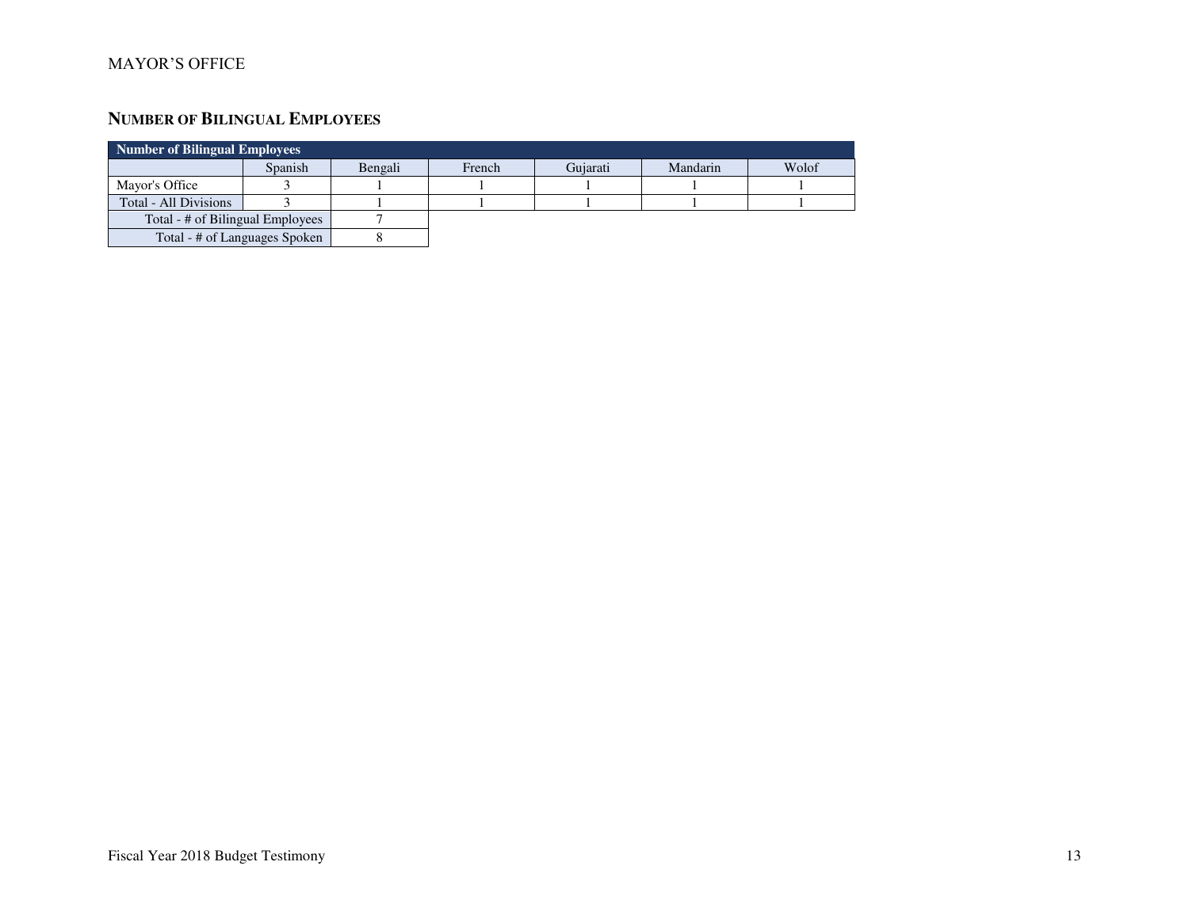## Number of Bilingual Employees

| Number of Bilingual Employees | | | | | | |
|---|---|---|---|---|---|---|
| | Spanish | Bengali | French | Gujarati | Mandarin | Wolof |
| Mayor's Office | 3 | 1 | 1 | 1 | 1 | 1 |
| Total - All Divisions | 3 | 1 | 1 | 1 | 1 | 1 |
| Total - # of Bilingual Employees | | 7 | | | | |
| Total - # of Languages Spoken | | 8 | | | | |